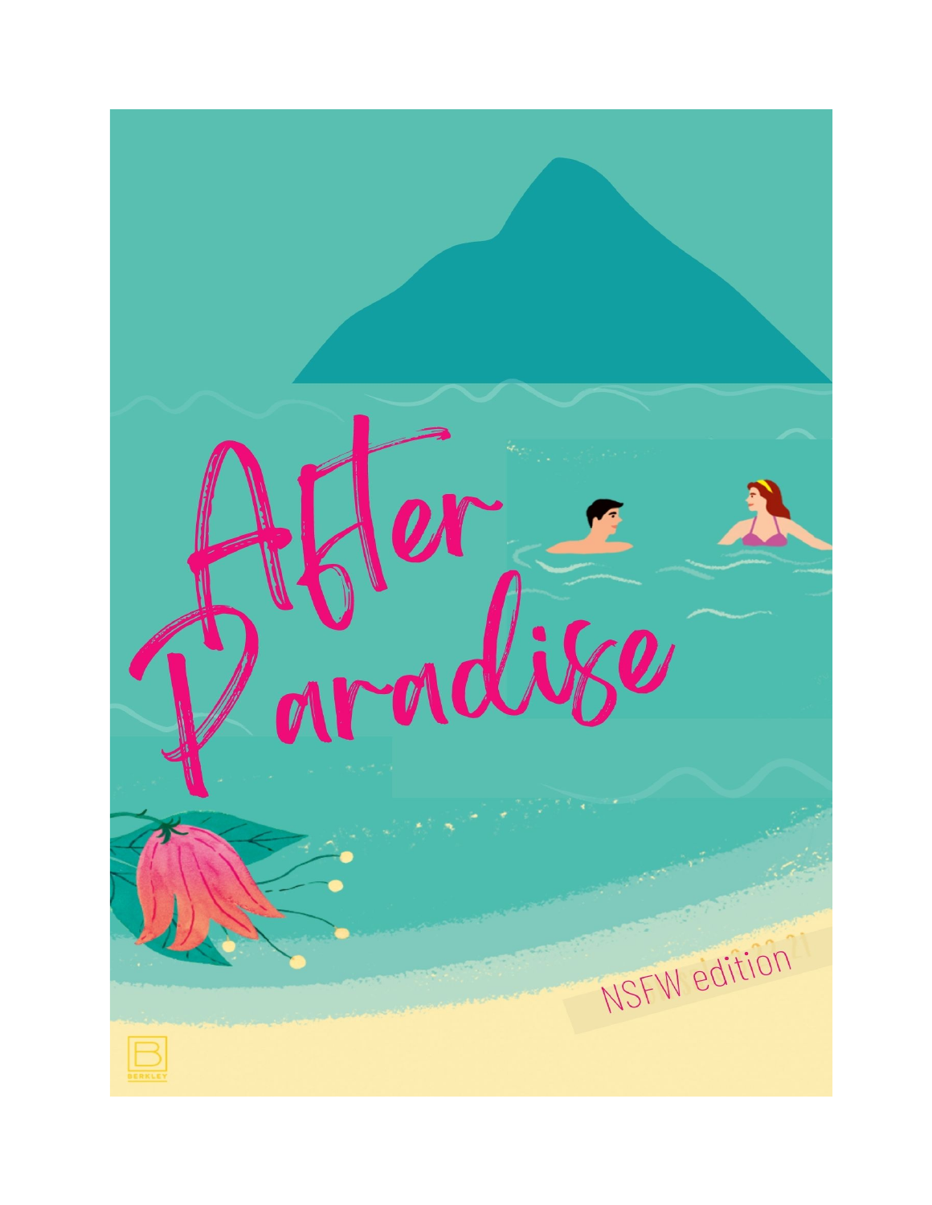# After Paradise

NSFW edition

BERKLEY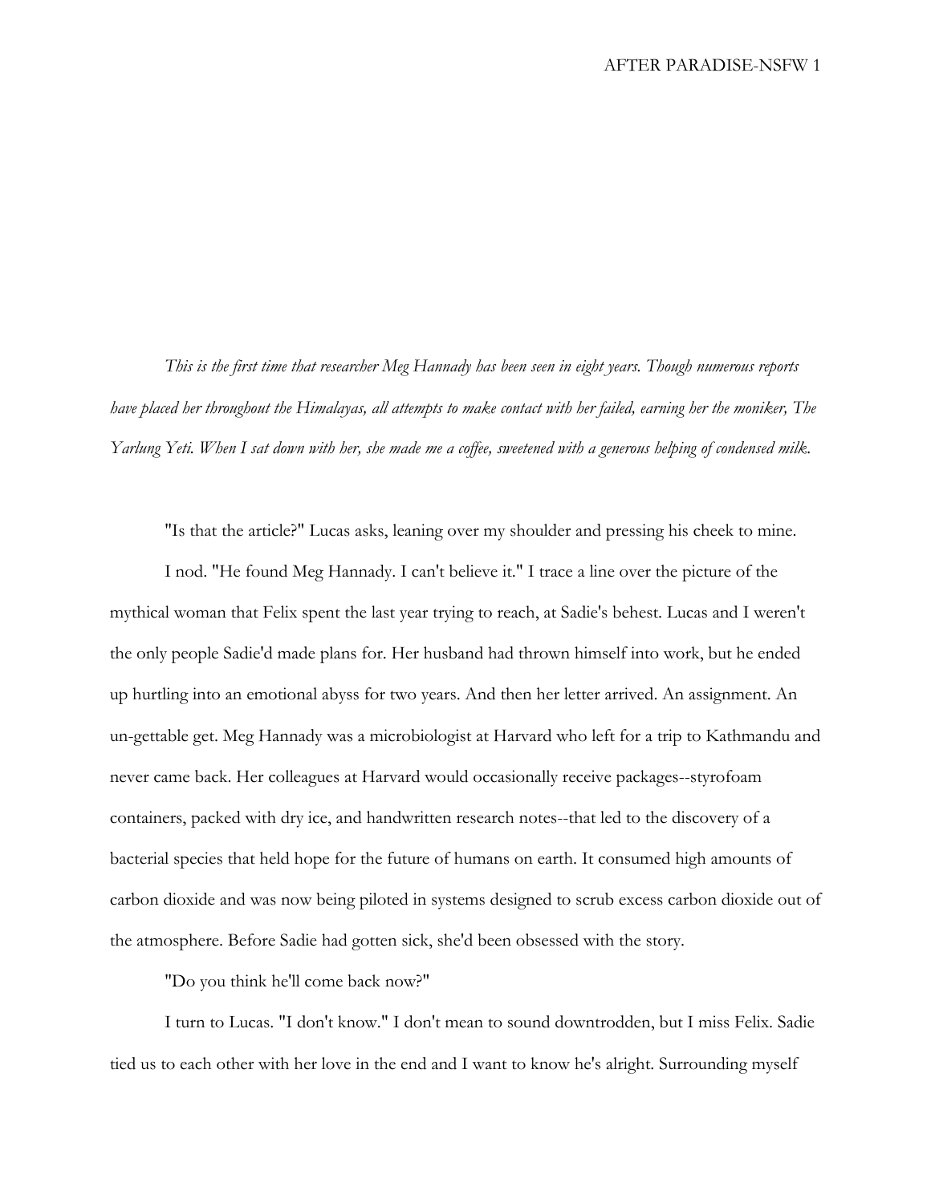*This is the first time that researcher Meg Hannady has been seen in eight years. Though numerous reports have placed her throughout the Himalayas, all attempts to make contact with her failed, earning her the moniker, The Yarlung Yeti. When I sat down with her, she made me a coffee, sweetened with a generous helping of condensed milk.*

"Is that the article?" Lucas asks, leaning over my shoulder and pressing his cheek to mine.

I nod. "He found Meg Hannady. I can't believe it." I trace a line over the picture of the mythical woman that Felix spent the last year trying to reach, at Sadie's behest. Lucas and I weren't the only people Sadie'd made plans for. Her husband had thrown himself into work, but he ended up hurtling into an emotional abyss for two years. And then her letter arrived. An assignment. An un-gettable get. Meg Hannady was a microbiologist at Harvard who left for a trip to Kathmandu and never came back. Her colleagues at Harvard would occasionally receive packages--styrofoam containers, packed with dry ice, and handwritten research notes--that led to the discovery of a bacterial species that held hope for the future of humans on earth. It consumed high amounts of carbon dioxide and was now being piloted in systems designed to scrub excess carbon dioxide out of the atmosphere. Before Sadie had gotten sick, she'd been obsessed with the story.

"Do you think he'll come back now?"

I turn to Lucas. "I don't know." I don't mean to sound downtrodden, but I miss Felix. Sadie tied us to each other with her love in the end and I want to know he's alright. Surrounding myself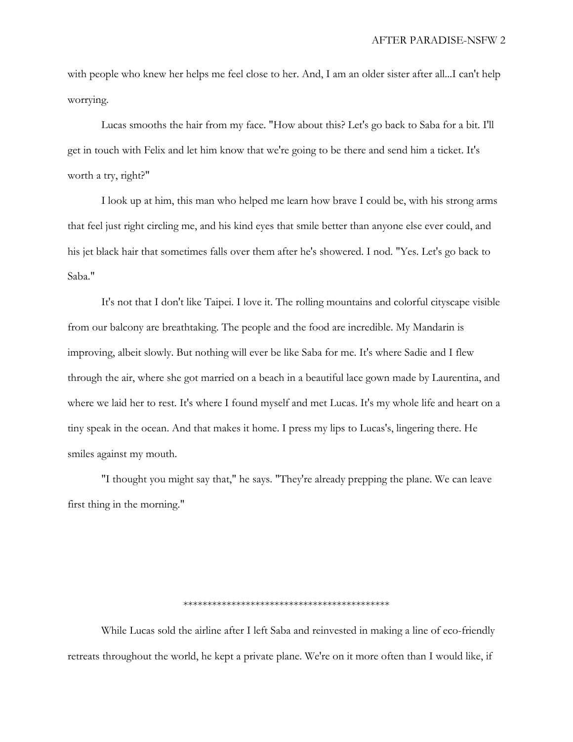with people who knew her helps me feel close to her. And, I am an older sister after all...I can't help worrying.

Lucas smooths the hair from my face. "How about this? Let's go back to Saba for a bit. I'll get in touch with Felix and let him know that we're going to be there and send him a ticket. It's worth a try, right?"

I look up at him, this man who helped me learn how brave I could be, with his strong arms that feel just right circling me, and his kind eyes that smile better than anyone else ever could, and his jet black hair that sometimes falls over them after he's showered. I nod. "Yes. Let's go back to Saba."

It's not that I don't like Taipei. I love it. The rolling mountains and colorful cityscape visible from our balcony are breathtaking. The people and the food are incredible. My Mandarin is improving, albeit slowly. But nothing will ever be like Saba for me. It's where Sadie and I flew through the air, where she got married on a beach in a beautiful lace gown made by Laurentina, and where we laid her to rest. It's where I found myself and met Lucas. It's my whole life and heart on a tiny speak in the ocean. And that makes it home. I press my lips to Lucas's, lingering there. He smiles against my mouth.

"I thought you might say that," he says. "They're already prepping the plane. We can leave first thing in the morning."

*******************************************

While Lucas sold the airline after I left Saba and reinvested in making a line of eco-friendly retreats throughout the world, he kept a private plane. We're on it more often than I would like, if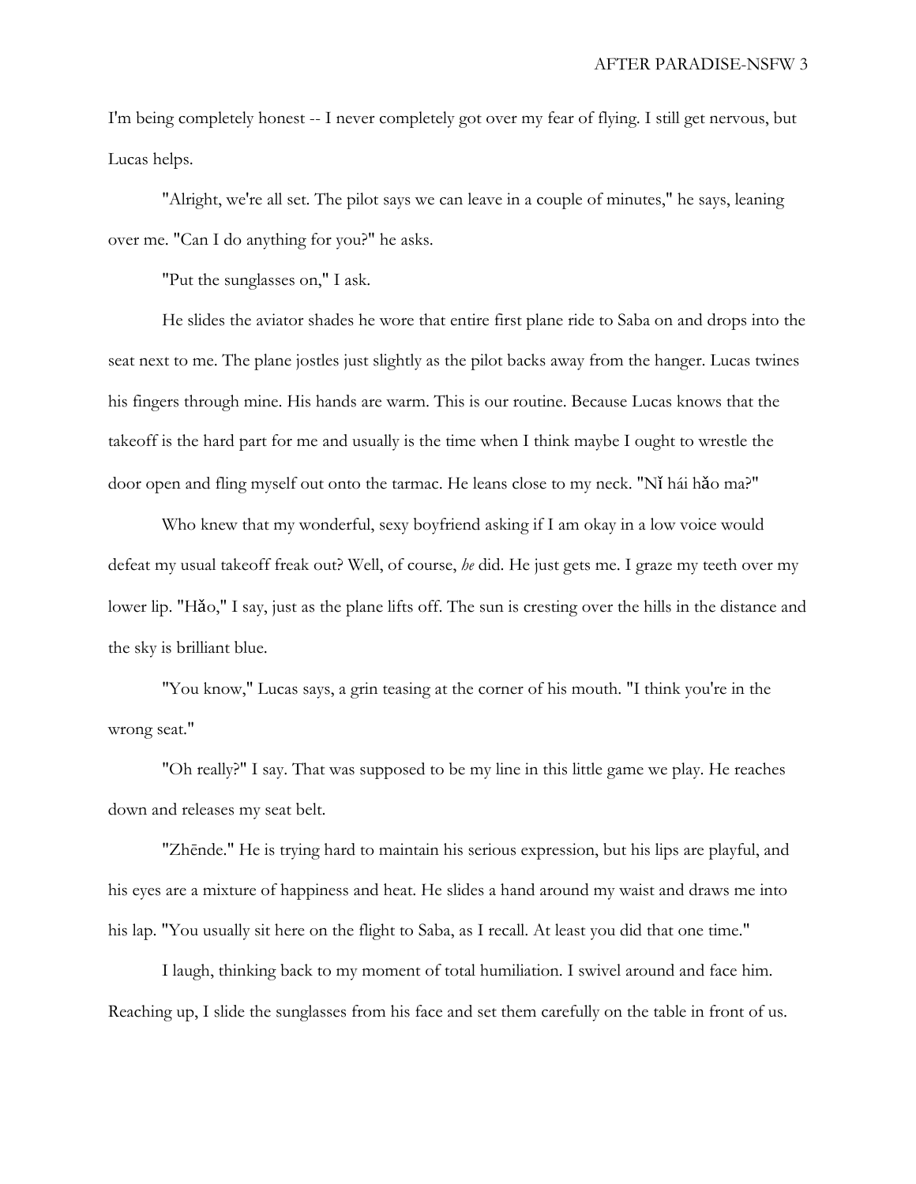I'm being completely honest -- I never completely got over my fear of flying. I still get nervous, but Lucas helps.

"Alright, we're all set. The pilot says we can leave in a couple of minutes," he says, leaning over me. "Can I do anything for you?" he asks.

"Put the sunglasses on," I ask.

He slides the aviator shades he wore that entire first plane ride to Saba on and drops into the seat next to me. The plane jostles just slightly as the pilot backs away from the hanger. Lucas twines his fingers through mine. His hands are warm. This is our routine. Because Lucas knows that the takeoff is the hard part for me and usually is the time when I think maybe I ought to wrestle the door open and fling myself out onto the tarmac. He leans close to my neck. "Nǐ hái hǎo ma?"

Who knew that my wonderful, sexy boyfriend asking if I am okay in a low voice would defeat my usual takeoff freak out? Well, of course, *he* did. He just gets me. I graze my teeth over my lower lip. "Hǎo," I say, just as the plane lifts off. The sun is cresting over the hills in the distance and the sky is brilliant blue.

"You know," Lucas says, a grin teasing at the corner of his mouth. "I think you're in the wrong seat."

"Oh really?" I say. That was supposed to be my line in this little game we play. He reaches down and releases my seat belt.

"Zhēnde." He is trying hard to maintain his serious expression, but his lips are playful, and his eyes are a mixture of happiness and heat. He slides a hand around my waist and draws me into his lap. "You usually sit here on the flight to Saba, as I recall. At least you did that one time."

I laugh, thinking back to my moment of total humiliation. I swivel around and face him. Reaching up, I slide the sunglasses from his face and set them carefully on the table in front of us.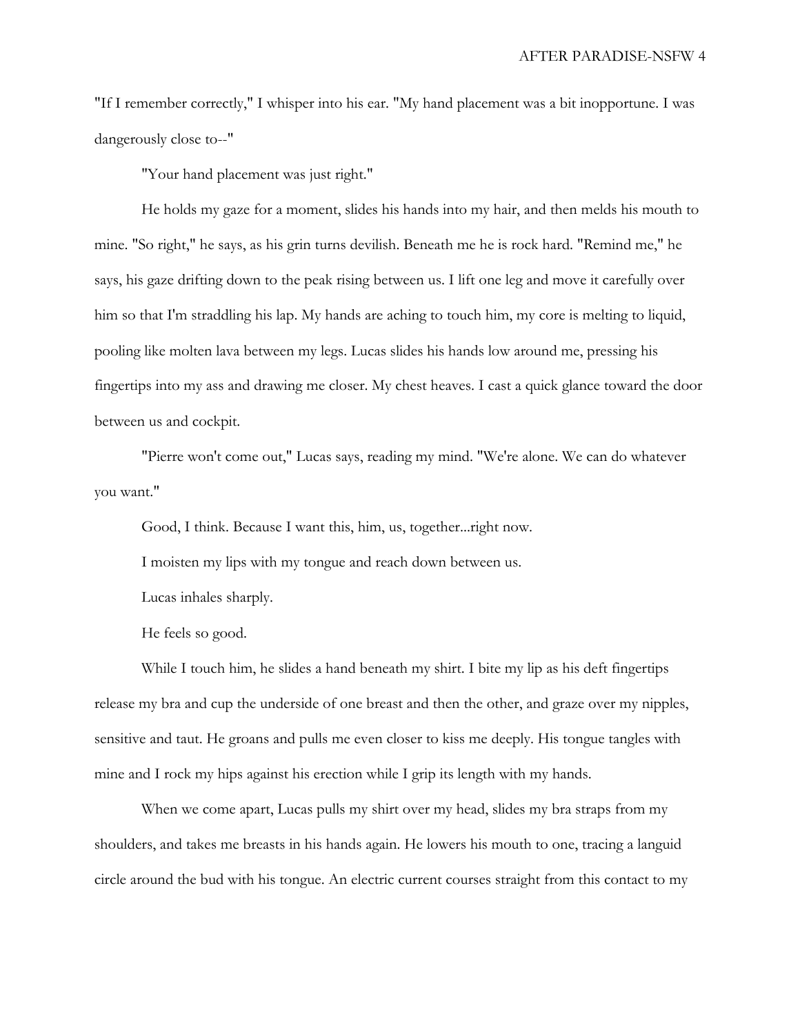"If I remember correctly," I whisper into his ear. "My hand placement was a bit inopportune. I was dangerously close to--"

"Your hand placement was just right."

He holds my gaze for a moment, slides his hands into my hair, and then melds his mouth to mine. "So right," he says, as his grin turns devilish. Beneath me he is rock hard. "Remind me," he says, his gaze drifting down to the peak rising between us. I lift one leg and move it carefully over him so that I'm straddling his lap. My hands are aching to touch him, my core is melting to liquid, pooling like molten lava between my legs. Lucas slides his hands low around me, pressing his fingertips into my ass and drawing me closer. My chest heaves. I cast a quick glance toward the door between us and cockpit.

"Pierre won't come out," Lucas says, reading my mind. "We're alone. We can do whatever you want."

Good, I think. Because I want this, him, us, together...right now.

I moisten my lips with my tongue and reach down between us.

Lucas inhales sharply.

He feels so good.

While I touch him, he slides a hand beneath my shirt. I bite my lip as his deft fingertips release my bra and cup the underside of one breast and then the other, and graze over my nipples, sensitive and taut. He groans and pulls me even closer to kiss me deeply. His tongue tangles with mine and I rock my hips against his erection while I grip its length with my hands.

When we come apart, Lucas pulls my shirt over my head, slides my bra straps from my shoulders, and takes me breasts in his hands again. He lowers his mouth to one, tracing a languid circle around the bud with his tongue. An electric current courses straight from this contact to my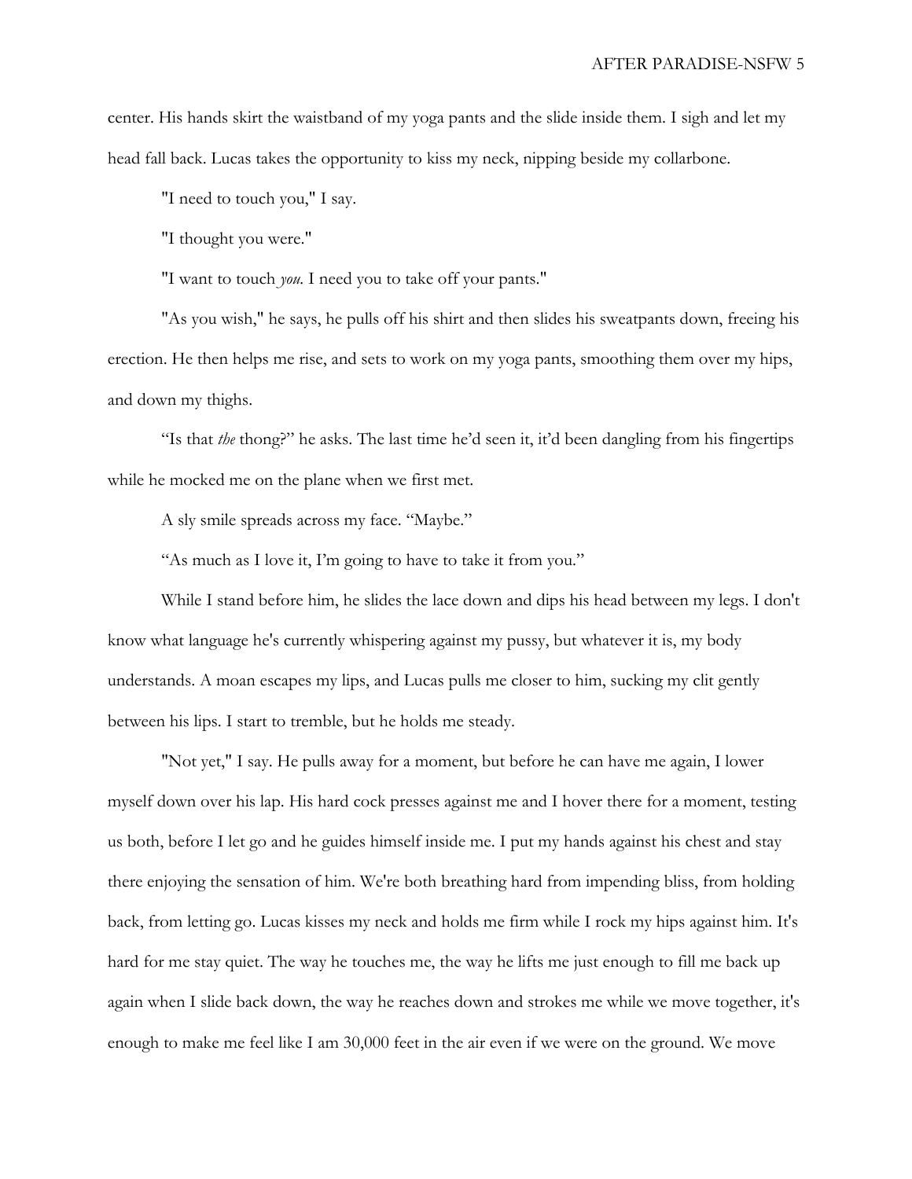center. His hands skirt the waistband of my yoga pants and the slide inside them. I sigh and let my head fall back. Lucas takes the opportunity to kiss my neck, nipping beside my collarbone.

"I need to touch you," I say.

"I thought you were."

"I want to touch *you.* I need you to take off your pants."

"As you wish," he says, he pulls off his shirt and then slides his sweatpants down, freeing his erection. He then helps me rise, and sets to work on my yoga pants, smoothing them over my hips, and down my thighs.

"Is that *the* thong?" he asks. The last time he'd seen it, it'd been dangling from his fingertips while he mocked me on the plane when we first met.

A sly smile spreads across my face. "Maybe."

"As much as I love it, I'm going to have to take it from you."

While I stand before him, he slides the lace down and dips his head between my legs. I don't know what language he's currently whispering against my pussy, but whatever it is, my body understands. A moan escapes my lips, and Lucas pulls me closer to him, sucking my clit gently between his lips. I start to tremble, but he holds me steady.

"Not yet," I say. He pulls away for a moment, but before he can have me again, I lower myself down over his lap. His hard cock presses against me and I hover there for a moment, testing us both, before I let go and he guides himself inside me. I put my hands against his chest and stay there enjoying the sensation of him. We're both breathing hard from impending bliss, from holding back, from letting go. Lucas kisses my neck and holds me firm while I rock my hips against him. It's hard for me stay quiet. The way he touches me, the way he lifts me just enough to fill me back up again when I slide back down, the way he reaches down and strokes me while we move together, it's enough to make me feel like I am 30,000 feet in the air even if we were on the ground. We move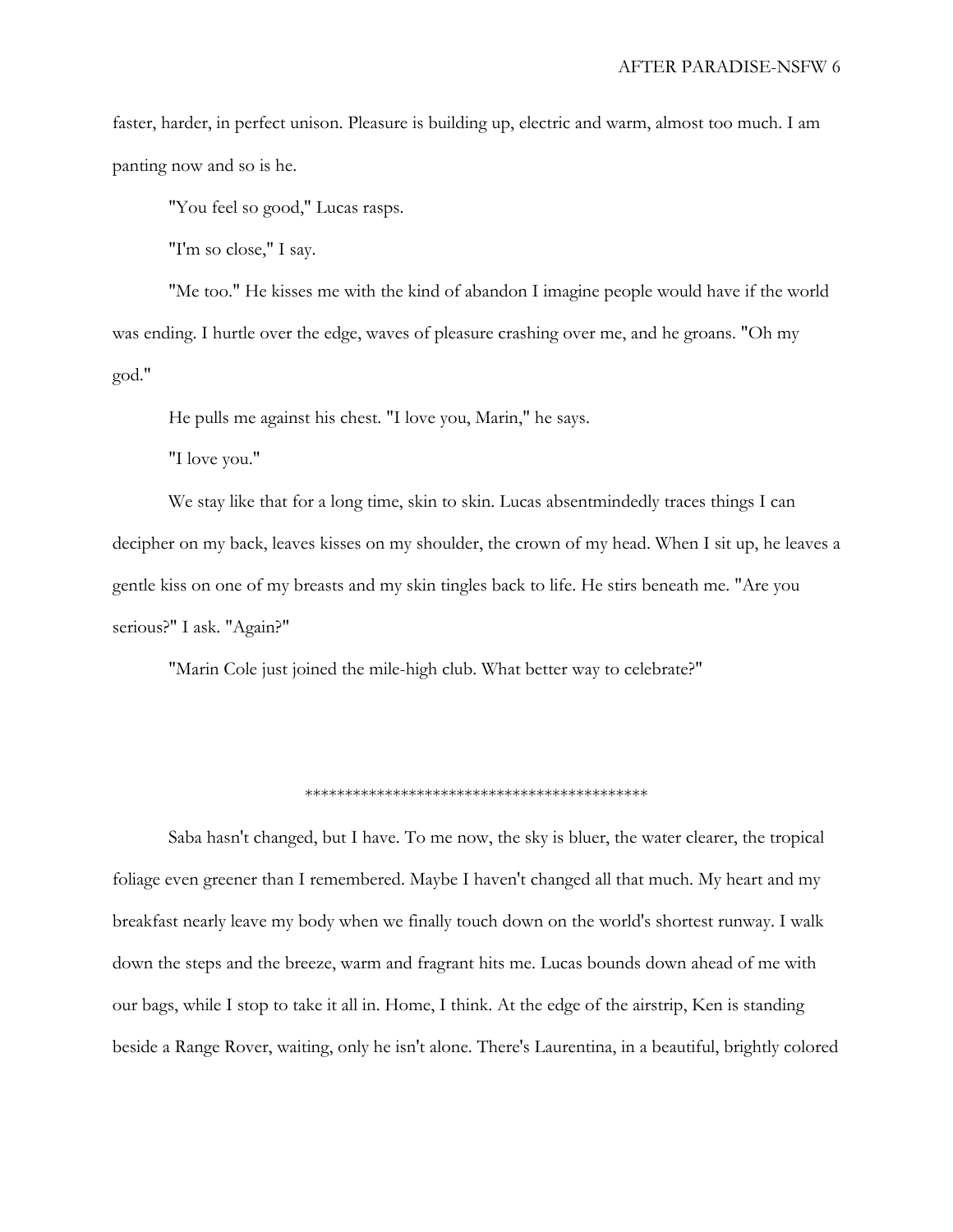faster, harder, in perfect unison. Pleasure is building up, electric and warm, almost too much. I am panting now and so is he.

"You feel so good," Lucas rasps.

"I'm so close," I say.

"Me too." He kisses me with the kind of abandon I imagine people would have if the world was ending. I hurtle over the edge, waves of pleasure crashing over me, and he groans. "Oh my god."

He pulls me against his chest. "I love you, Marin," he says.

"I love you."

We stay like that for a long time, skin to skin. Lucas absentmindedly traces things I can decipher on my back, leaves kisses on my shoulder, the crown of my head. When I sit up, he leaves a gentle kiss on one of my breasts and my skin tingles back to life. He stirs beneath me. "Are you serious?" I ask. "Again?"

"Marin Cole just joined the mile-high club. What better way to celebrate?"

*******************************************

Saba hasn't changed, but I have. To me now, the sky is bluer, the water clearer, the tropical foliage even greener than I remembered. Maybe I haven't changed all that much. My heart and my breakfast nearly leave my body when we finally touch down on the world's shortest runway. I walk down the steps and the breeze, warm and fragrant hits me. Lucas bounds down ahead of me with our bags, while I stop to take it all in. Home, I think. At the edge of the airstrip, Ken is standing beside a Range Rover, waiting, only he isn't alone. There's Laurentina, in a beautiful, brightly colored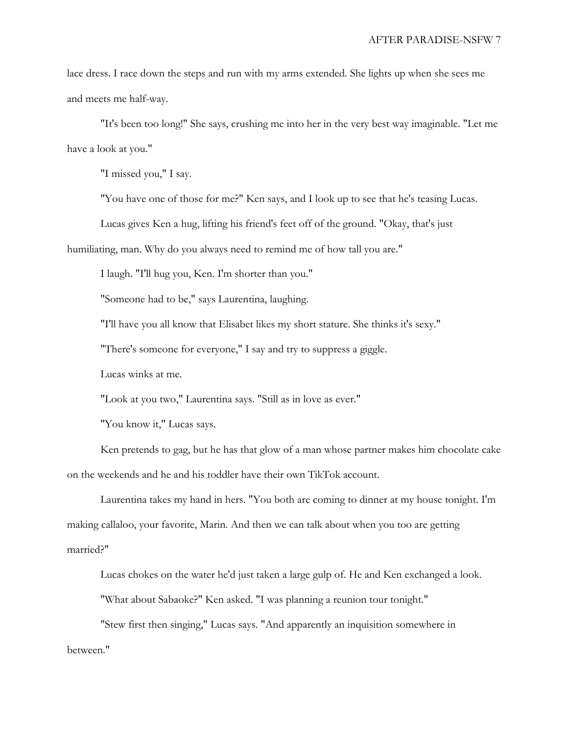lace dress. I race down the steps and run with my arms extended. She lights up when she sees me and meets me half-way.

"It's been too long!" She says, crushing me into her in the very best way imaginable. "Let me have a look at you."

"I missed you," I say.

"You have one of those for me?" Ken says, and I look up to see that he's teasing Lucas.

Lucas gives Ken a hug, lifting his friend's feet off of the ground. "Okay, that's just humiliating, man. Why do you always need to remind me of how tall you are."

I laugh. "I'll hug you, Ken. I'm shorter than you."

"Someone had to be," says Laurentina, laughing.

"I'll have you all know that Elisabet likes my short stature. She thinks it's sexy."

"There's someone for everyone," I say and try to suppress a giggle.

Lucas winks at me.

"Look at you two," Laurentina says. "Still as in love as ever."

"You know it," Lucas says.

Ken pretends to gag, but he has that glow of a man whose partner makes him chocolate cake on the weekends and he and his toddler have their own TikTok account.

Laurentina takes my hand in hers. "You both are coming to dinner at my house tonight. I'm making callaloo, your favorite, Marin. And then we can talk about when you too are getting married?"

Lucas chokes on the water he'd just taken a large gulp of. He and Ken exchanged a look.

"What about Sabaoke?" Ken asked. "I was planning a reunion tour tonight."

"Stew first then singing," Lucas says. "And apparently an inquisition somewhere in between."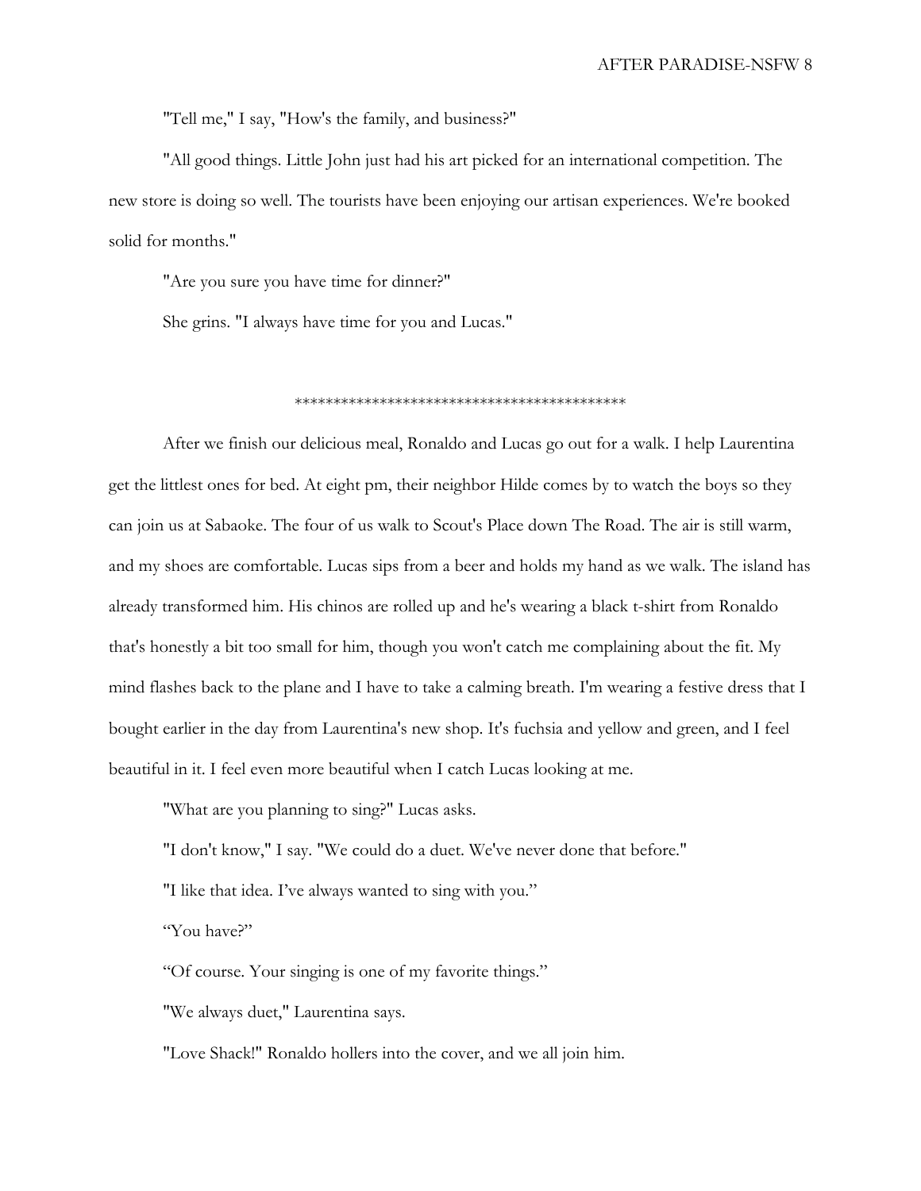"Tell me," I say, "How's the family, and business?"

"All good things. Little John just had his art picked for an international competition. The new store is doing so well. The tourists have been enjoying our artisan experiences. We're booked solid for months."

"Are you sure you have time for dinner?"

She grins. "I always have time for you and Lucas."

*******************************************

After we finish our delicious meal, Ronaldo and Lucas go out for a walk. I help Laurentina get the littlest ones for bed. At eight pm, their neighbor Hilde comes by to watch the boys so they can join us at Sabaoke. The four of us walk to Scout's Place down The Road. The air is still warm, and my shoes are comfortable. Lucas sips from a beer and holds my hand as we walk. The island has already transformed him. His chinos are rolled up and he's wearing a black t-shirt from Ronaldo that's honestly a bit too small for him, though you won't catch me complaining about the fit. My mind flashes back to the plane and I have to take a calming breath. I'm wearing a festive dress that I bought earlier in the day from Laurentina's new shop. It's fuchsia and yellow and green, and I feel beautiful in it. I feel even more beautiful when I catch Lucas looking at me.

"What are you planning to sing?" Lucas asks.

"I don't know," I say. "We could do a duet. We've never done that before."

"I like that idea. I've always wanted to sing with you."

"You have?"

"Of course. Your singing is one of my favorite things."

"We always duet," Laurentina says.

"Love Shack!" Ronaldo hollers into the cover, and we all join him.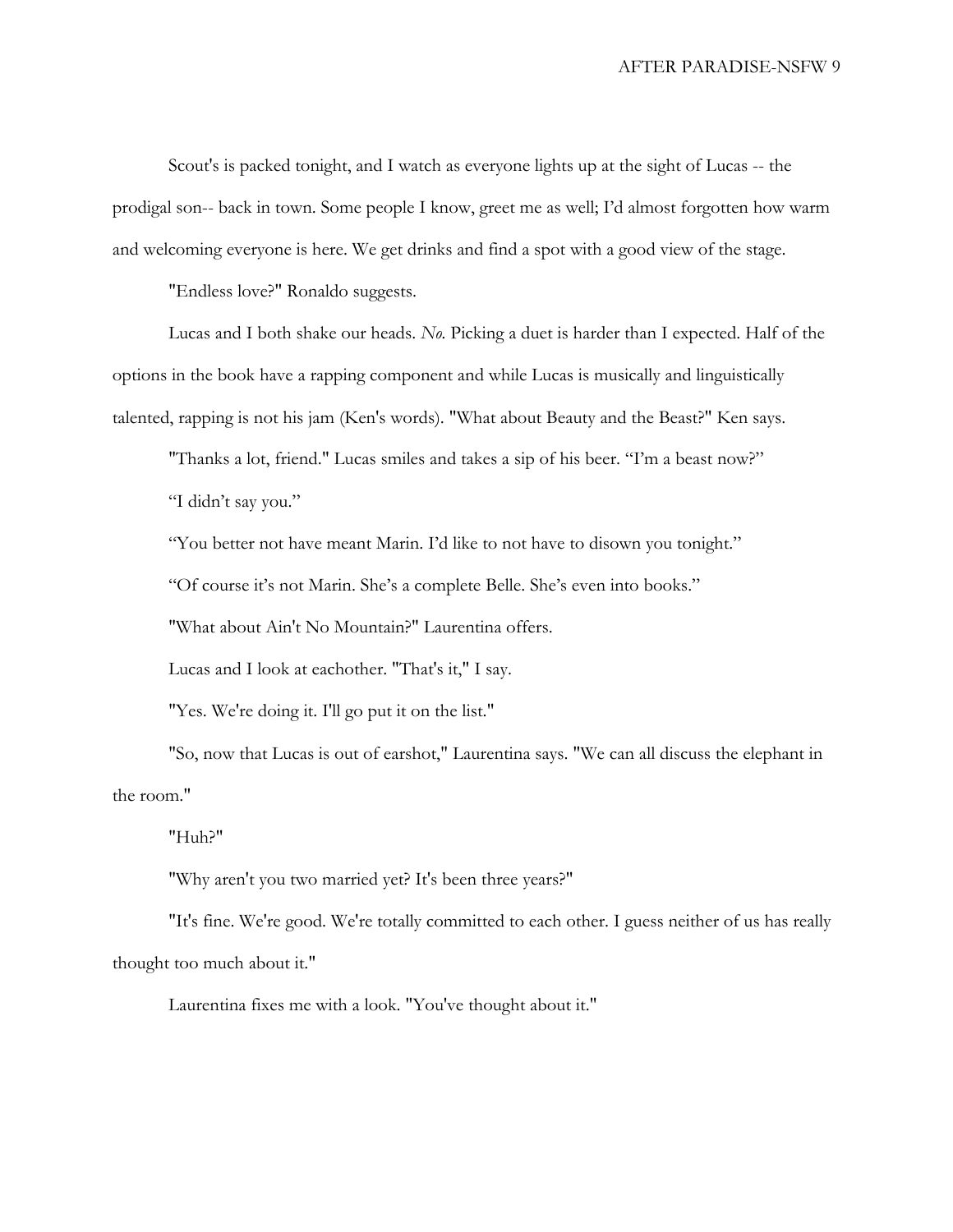Scout's is packed tonight, and I watch as everyone lights up at the sight of Lucas -- the prodigal son-- back in town. Some people I know, greet me as well; I'd almost forgotten how warm and welcoming everyone is here. We get drinks and find a spot with a good view of the stage.

"Endless love?" Ronaldo suggests.

Lucas and I both shake our heads. *No.* Picking a duet is harder than I expected. Half of the options in the book have a rapping component and while Lucas is musically and linguistically talented, rapping is not his jam (Ken's words). "What about Beauty and the Beast?" Ken says.

"Thanks a lot, friend." Lucas smiles and takes a sip of his beer. "I'm a beast now?"

"I didn't say you."

"You better not have meant Marin. I'd like to not have to disown you tonight."

"Of course it's not Marin. She's a complete Belle. She's even into books."

"What about Ain't No Mountain?" Laurentina offers.

Lucas and I look at eachother. "That's it," I say.

"Yes. We're doing it. I'll go put it on the list."

"So, now that Lucas is out of earshot," Laurentina says. "We can all discuss the elephant in the room."

"Huh?"

"Why aren't you two married yet? It's been three years?"

"It's fine. We're good. We're totally committed to each other. I guess neither of us has really thought too much about it."

Laurentina fixes me with a look. "You've thought about it."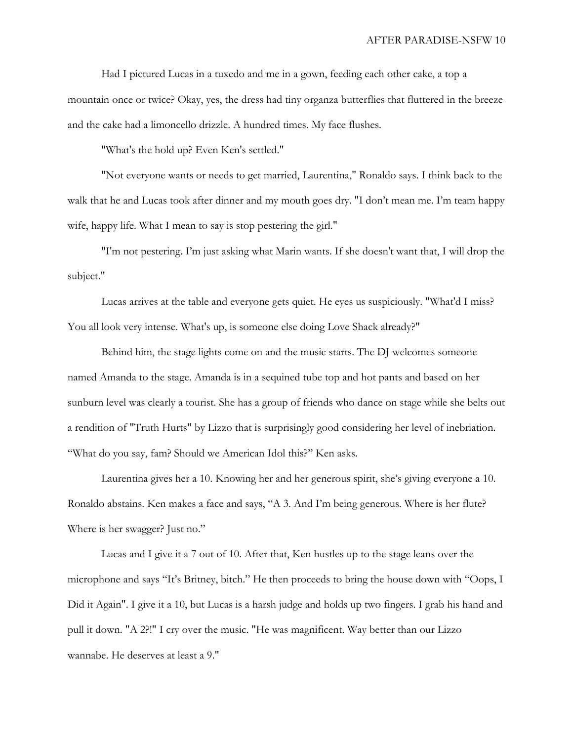Had I pictured Lucas in a tuxedo and me in a gown, feeding each other cake, a top a mountain once or twice? Okay, yes, the dress had tiny organza butterflies that fluttered in the breeze and the cake had a limoncello drizzle. A hundred times. My face flushes.

"What's the hold up? Even Ken's settled."

"Not everyone wants or needs to get married, Laurentina," Ronaldo says. I think back to the walk that he and Lucas took after dinner and my mouth goes dry. "I don't mean me. I'm team happy wife, happy life. What I mean to say is stop pestering the girl."

"I'm not pestering. I'm just asking what Marin wants. If she doesn't want that, I will drop the subject."

Lucas arrives at the table and everyone gets quiet. He eyes us suspiciously. "What'd I miss? You all look very intense. What's up, is someone else doing Love Shack already?"

Behind him, the stage lights come on and the music starts. The DJ welcomes someone named Amanda to the stage. Amanda is in a sequined tube top and hot pants and based on her sunburn level was clearly a tourist. She has a group of friends who dance on stage while she belts out a rendition of "Truth Hurts" by Lizzo that is surprisingly good considering her level of inebriation. "What do you say, fam? Should we American Idol this?" Ken asks.

Laurentina gives her a 10. Knowing her and her generous spirit, she's giving everyone a 10. Ronaldo abstains. Ken makes a face and says, "A 3. And I'm being generous. Where is her flute? Where is her swagger? Just no."

Lucas and I give it a 7 out of 10. After that, Ken hustles up to the stage leans over the microphone and says "It's Britney, bitch." He then proceeds to bring the house down with "Oops, I Did it Again". I give it a 10, but Lucas is a harsh judge and holds up two fingers. I grab his hand and pull it down. "A 2?!" I cry over the music. "He was magnificent. Way better than our Lizzo wannabe. He deserves at least a 9."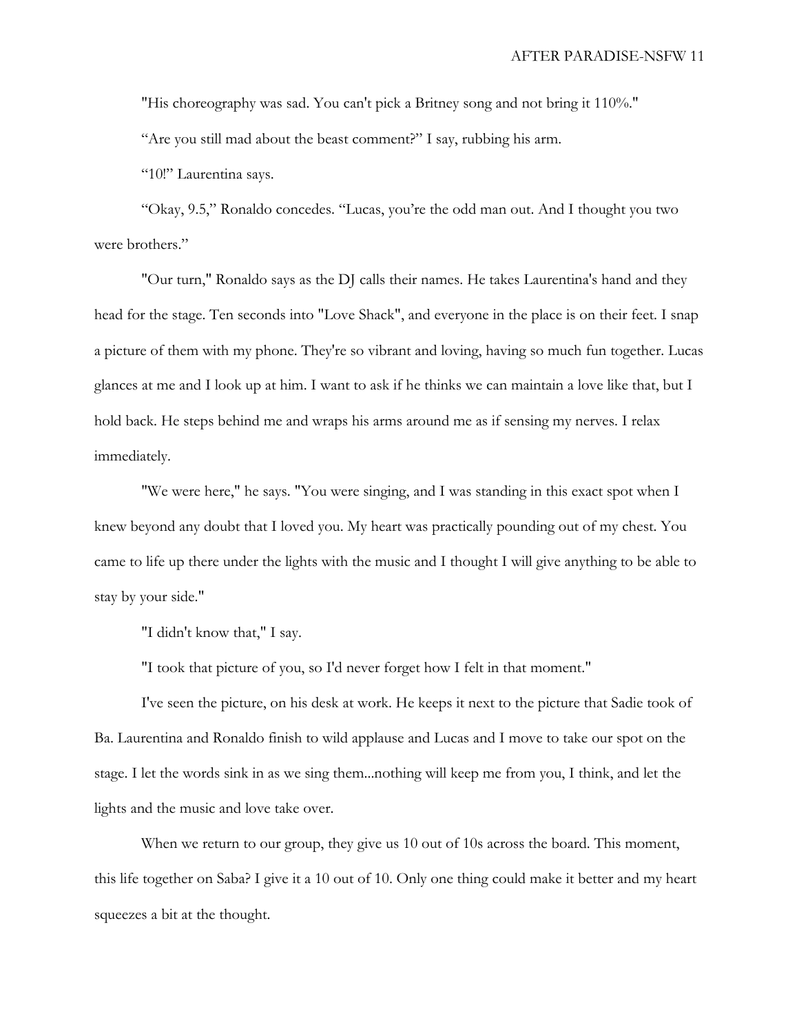"His choreography was sad. You can't pick a Britney song and not bring it 110%."

"Are you still mad about the beast comment?" I say, rubbing his arm.

"10!" Laurentina says.

"Okay, 9.5," Ronaldo concedes. "Lucas, you're the odd man out. And I thought you two were brothers."

"Our turn," Ronaldo says as the DJ calls their names. He takes Laurentina's hand and they head for the stage. Ten seconds into "Love Shack", and everyone in the place is on their feet. I snap a picture of them with my phone. They're so vibrant and loving, having so much fun together. Lucas glances at me and I look up at him. I want to ask if he thinks we can maintain a love like that, but I hold back. He steps behind me and wraps his arms around me as if sensing my nerves. I relax immediately.

"We were here," he says. "You were singing, and I was standing in this exact spot when I knew beyond any doubt that I loved you. My heart was practically pounding out of my chest. You came to life up there under the lights with the music and I thought I will give anything to be able to stay by your side."

"I didn't know that," I say.

"I took that picture of you, so I'd never forget how I felt in that moment."

I've seen the picture, on his desk at work. He keeps it next to the picture that Sadie took of Ba. Laurentina and Ronaldo finish to wild applause and Lucas and I move to take our spot on the stage. I let the words sink in as we sing them...nothing will keep me from you, I think, and let the lights and the music and love take over.

When we return to our group, they give us 10 out of 10s across the board. This moment, this life together on Saba? I give it a 10 out of 10. Only one thing could make it better and my heart squeezes a bit at the thought.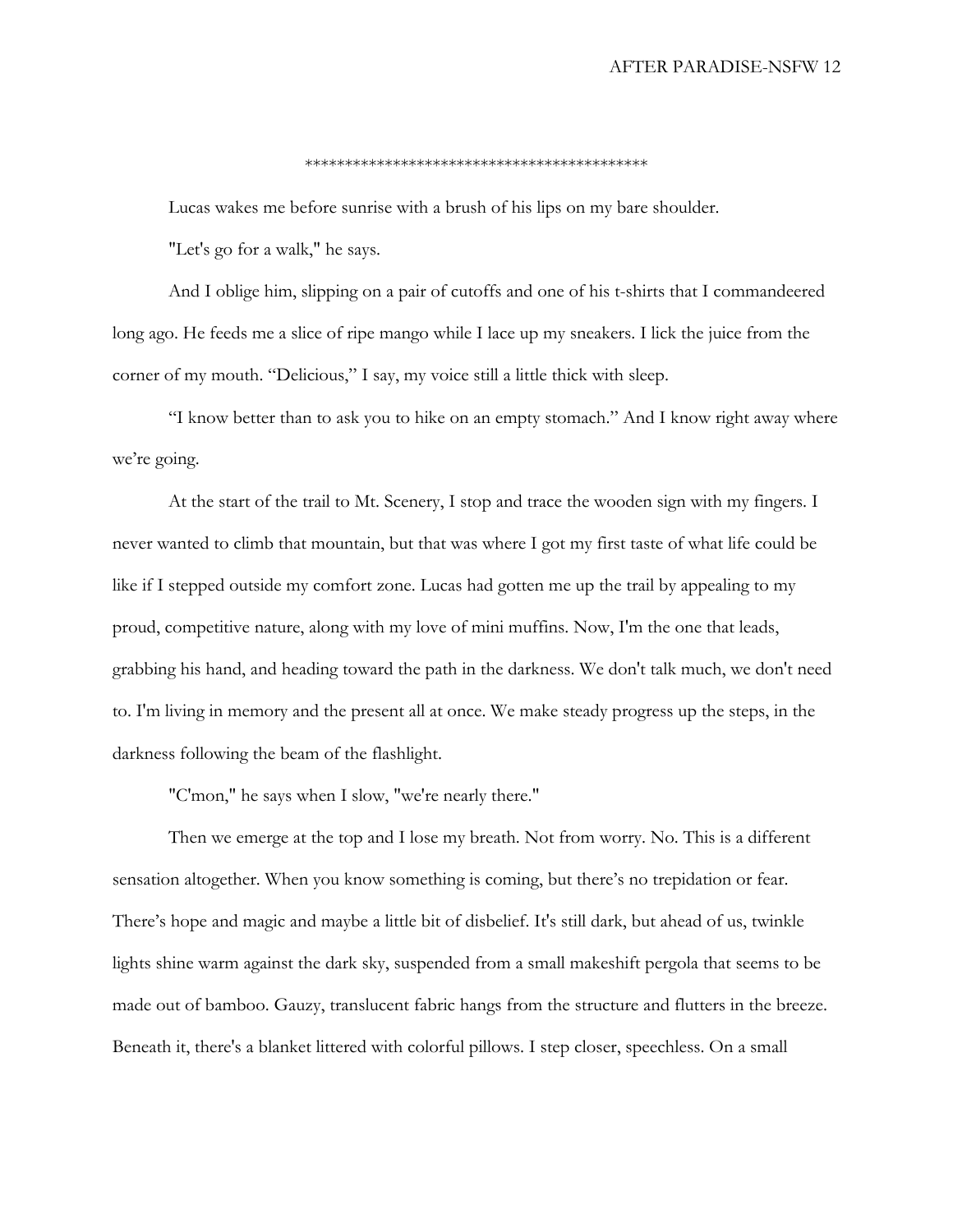*******************************************

Lucas wakes me before sunrise with a brush of his lips on my bare shoulder.

"Let's go for a walk," he says.

And I oblige him, slipping on a pair of cutoffs and one of his t-shirts that I commandeered long ago. He feeds me a slice of ripe mango while I lace up my sneakers. I lick the juice from the corner of my mouth. "Delicious," I say, my voice still a little thick with sleep.

"I know better than to ask you to hike on an empty stomach." And I know right away where we're going.

At the start of the trail to Mt. Scenery, I stop and trace the wooden sign with my fingers. I never wanted to climb that mountain, but that was where I got my first taste of what life could be like if I stepped outside my comfort zone. Lucas had gotten me up the trail by appealing to my proud, competitive nature, along with my love of mini muffins. Now, I'm the one that leads, grabbing his hand, and heading toward the path in the darkness. We don't talk much, we don't need to. I'm living in memory and the present all at once. We make steady progress up the steps, in the darkness following the beam of the flashlight.

"C'mon," he says when I slow, "we're nearly there."

Then we emerge at the top and I lose my breath. Not from worry. No. This is a different sensation altogether. When you know something is coming, but there's no trepidation or fear. There's hope and magic and maybe a little bit of disbelief. It's still dark, but ahead of us, twinkle lights shine warm against the dark sky, suspended from a small makeshift pergola that seems to be made out of bamboo. Gauzy, translucent fabric hangs from the structure and flutters in the breeze. Beneath it, there's a blanket littered with colorful pillows. I step closer, speechless. On a small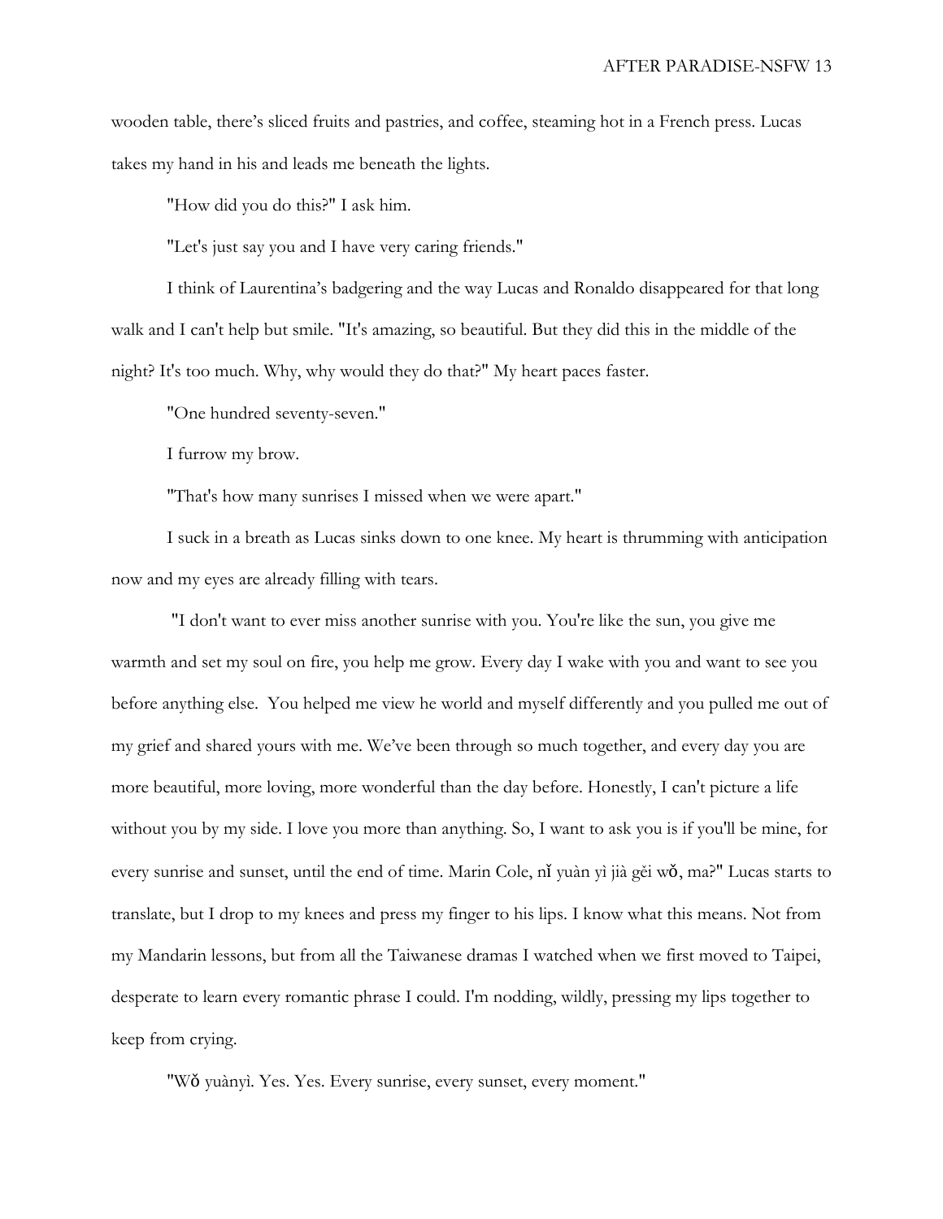wooden table, there's sliced fruits and pastries, and coffee, steaming hot in a French press. Lucas takes my hand in his and leads me beneath the lights.

"How did you do this?" I ask him.

"Let's just say you and I have very caring friends."

I think of Laurentina's badgering and the way Lucas and Ronaldo disappeared for that long walk and I can't help but smile. "It's amazing, so beautiful. But they did this in the middle of the night? It's too much. Why, why would they do that?" My heart paces faster.

"One hundred seventy-seven."

I furrow my brow.

"That's how many sunrises I missed when we were apart."

I suck in a breath as Lucas sinks down to one knee. My heart is thrumming with anticipation now and my eyes are already filling with tears.

"I don't want to ever miss another sunrise with you. You're like the sun, you give me warmth and set my soul on fire, you help me grow. Every day I wake with you and want to see you before anything else. You helped me view he world and myself differently and you pulled me out of my grief and shared yours with me. We've been through so much together, and every day you are more beautiful, more loving, more wonderful than the day before. Honestly, I can't picture a life without you by my side. I love you more than anything. So, I want to ask you is if you'll be mine, for every sunrise and sunset, until the end of time. Marin Cole, nǐ yuàn yì jià gěi wǒ, ma?" Lucas starts to translate, but I drop to my knees and press my finger to his lips. I know what this means. Not from my Mandarin lessons, but from all the Taiwanese dramas I watched when we first moved to Taipei, desperate to learn every romantic phrase I could. I'm nodding, wildly, pressing my lips together to keep from crying.

"Wǒ yuànyì. Yes. Yes. Every sunrise, every sunset, every moment."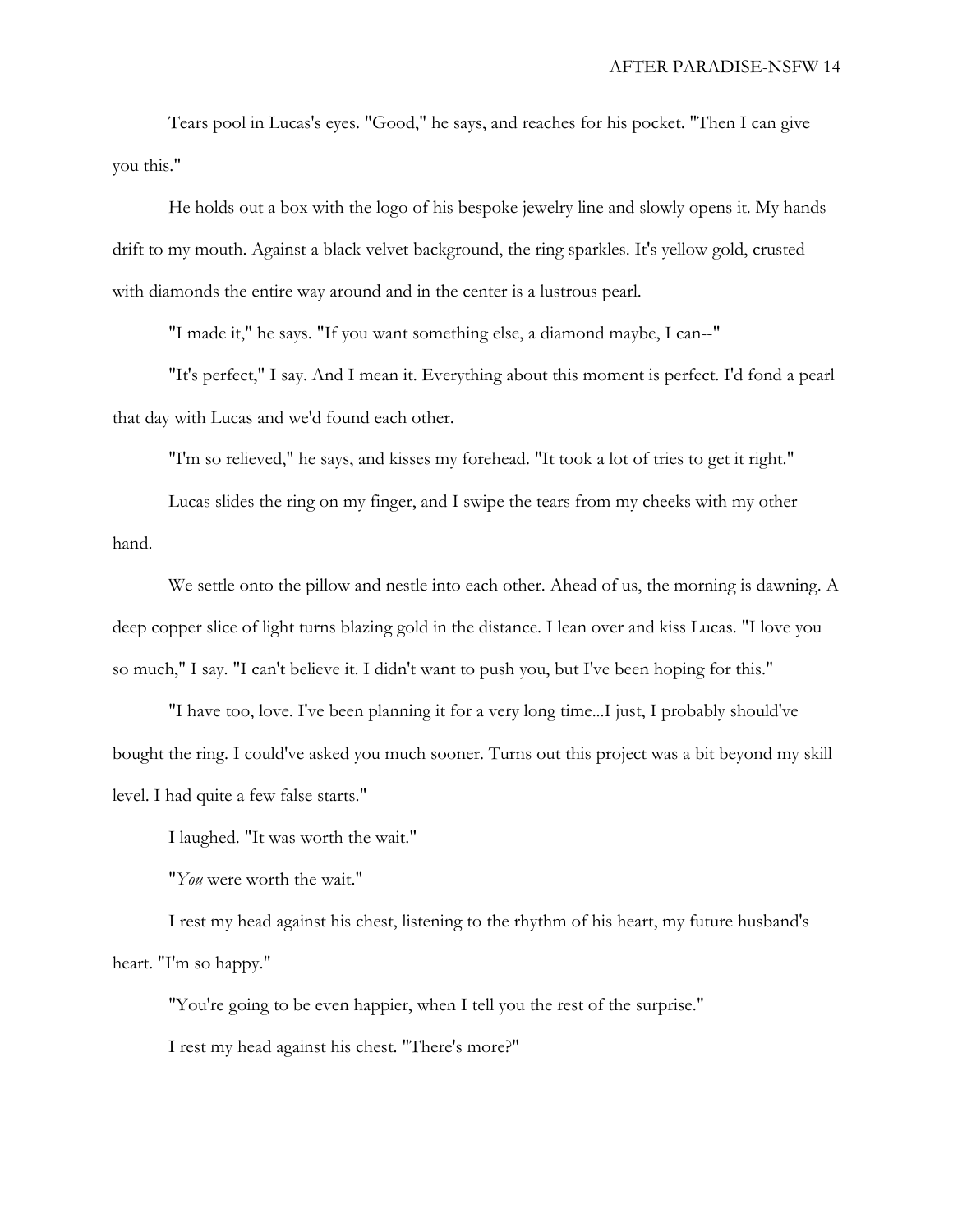Tears pool in Lucas's eyes. "Good," he says, and reaches for his pocket. "Then I can give you this."

He holds out a box with the logo of his bespoke jewelry line and slowly opens it. My hands drift to my mouth. Against a black velvet background, the ring sparkles. It's yellow gold, crusted with diamonds the entire way around and in the center is a lustrous pearl.

"I made it," he says. "If you want something else, a diamond maybe, I can--"

"It's perfect," I say. And I mean it. Everything about this moment is perfect. I'd fond a pearl that day with Lucas and we'd found each other.

"I'm so relieved," he says, and kisses my forehead. "It took a lot of tries to get it right."

Lucas slides the ring on my finger, and I swipe the tears from my cheeks with my other hand.

We settle onto the pillow and nestle into each other. Ahead of us, the morning is dawning. A deep copper slice of light turns blazing gold in the distance. I lean over and kiss Lucas. "I love you so much," I say. "I can't believe it. I didn't want to push you, but I've been hoping for this."

"I have too, love. I've been planning it for a very long time...I just, I probably should've bought the ring. I could've asked you much sooner. Turns out this project was a bit beyond my skill level. I had quite a few false starts."

I laughed. "It was worth the wait."

"*You* were worth the wait."

I rest my head against his chest, listening to the rhythm of his heart, my future husband's heart. "I'm so happy."

"You're going to be even happier, when I tell you the rest of the surprise."

I rest my head against his chest. "There's more?"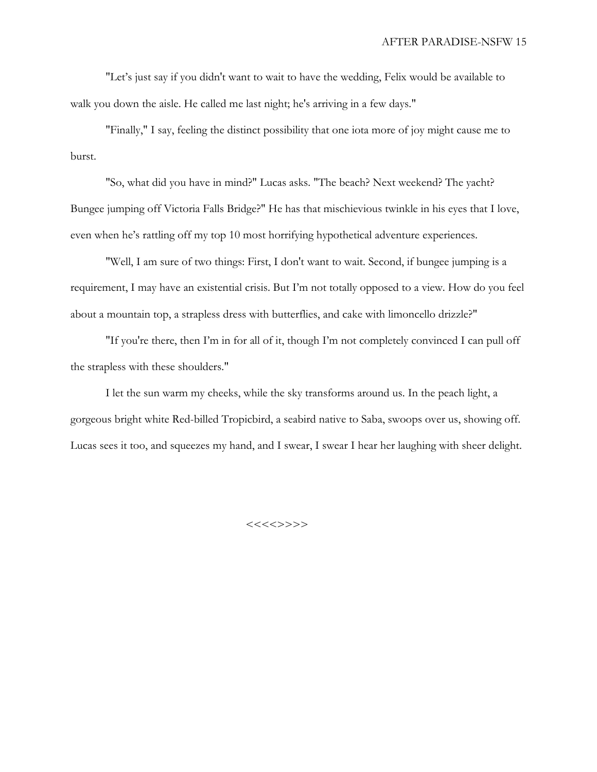"Let's just say if you didn't want to wait to have the wedding, Felix would be available to walk you down the aisle. He called me last night; he's arriving in a few days."

"Finally," I say, feeling the distinct possibility that one iota more of joy might cause me to burst.

"So, what did you have in mind?" Lucas asks. "The beach? Next weekend? The yacht? Bungee jumping off Victoria Falls Bridge?" He has that mischievious twinkle in his eyes that I love, even when he's rattling off my top 10 most horrifying hypothetical adventure experiences.

"Well, I am sure of two things: First, I don't want to wait. Second, if bungee jumping is a requirement, I may have an existential crisis. But I'm not totally opposed to a view. How do you feel about a mountain top, a strapless dress with butterflies, and cake with limoncello drizzle?"

"If you're there, then I'm in for all of it, though I'm not completely convinced I can pull off the strapless with these shoulders."

I let the sun warm my cheeks, while the sky transforms around us. In the peach light, a gorgeous bright white Red-billed Tropicbird, a seabird native to Saba, swoops over us, showing off. Lucas sees it too, and squeezes my hand, and I swear, I swear I hear her laughing with sheer delight.

<<<<>>>>